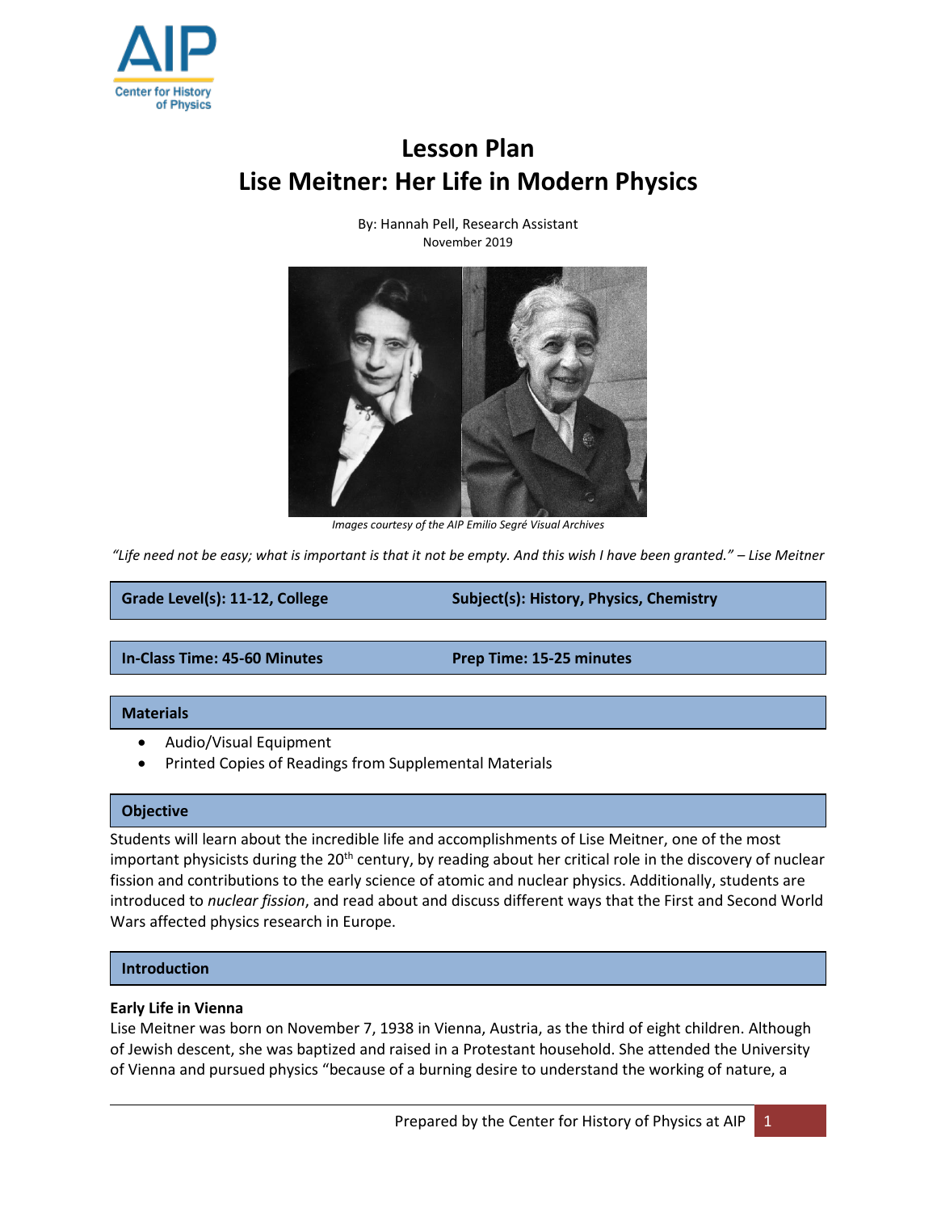# Lesson Plan
# Lise Meitner: Her Life in Modern Physics

By: Hannah Pell, Research Assistant
November 2019

*Images courtesy of the AIP Emilio Segré Visual Archives*

*"Life need not be easy; what is important is that it not be empty. And this wish I have been granted." – Lise Meitner*

| Grade Level(s): 11-12, College | Subject(s): History, Physics, Chemistry |
| --- | --- |

| In-Class Time: 45-60 Minutes | Prep Time: 15-25 minutes |
| --- | --- |

## Materials

- Audio/Visual Equipment
- Printed Copies of Readings from Supplemental Materials

## Objective

Students will learn about the incredible life and accomplishments of Lise Meitner, one of the most important physicists during the 20th century, by reading about her critical role in the discovery of nuclear fission and contributions to the early science of atomic and nuclear physics. Additionally, students are introduced to *nuclear fission*, and read about and discuss different ways that the First and Second World Wars affected physics research in Europe.

## Introduction

### Early Life in Vienna

Lise Meitner was born on November 7, 1938 in Vienna, Austria, as the third of eight children. Although of Jewish descent, she was baptized and raised in a Protestant household. She attended the University of Vienna and pursued physics "because of a burning desire to understand the working of nature, a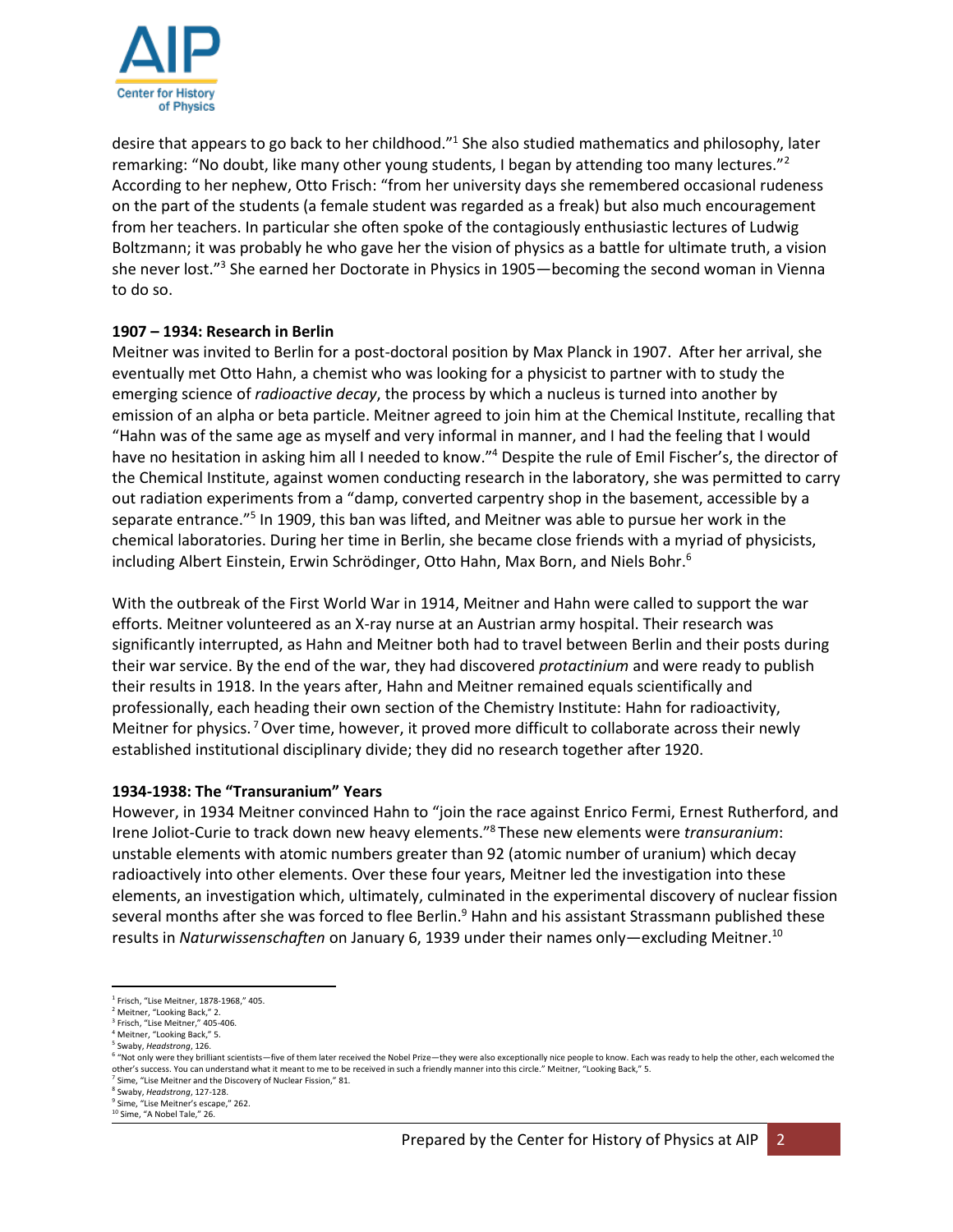desire that appears to go back to her childhood."[1] She also studied mathematics and philosophy, later remarking: "No doubt, like many other young students, I began by attending too many lectures."[2] According to her nephew, Otto Frisch: "from her university days she remembered occasional rudeness on the part of the students (a female student was regarded as a freak) but also much encouragement from her teachers. In particular she often spoke of the contagiously enthusiastic lectures of Ludwig Boltzmann; it was probably he who gave her the vision of physics as a battle for ultimate truth, a vision she never lost."[3] She earned her Doctorate in Physics in 1905—becoming the second woman in Vienna to do so.

**1907 – 1934: Research in Berlin**

Meitner was invited to Berlin for a post-doctoral position by Max Planck in 1907. After her arrival, she eventually met Otto Hahn, a chemist who was looking for a physicist to partner with to study the emerging science of *radioactive decay*, the process by which a nucleus is turned into another by emission of an alpha or beta particle. Meitner agreed to join him at the Chemical Institute, recalling that "Hahn was of the same age as myself and very informal in manner, and I had the feeling that I would have no hesitation in asking him all I needed to know."[4] Despite the rule of Emil Fischer's, the director of the Chemical Institute, against women conducting research in the laboratory, she was permitted to carry out radiation experiments from a "damp, converted carpentry shop in the basement, accessible by a separate entrance."[5] In 1909, this ban was lifted, and Meitner was able to pursue her work in the chemical laboratories. During her time in Berlin, she became close friends with a myriad of physicists, including Albert Einstein, Erwin Schrödinger, Otto Hahn, Max Born, and Niels Bohr.[6]

With the outbreak of the First World War in 1914, Meitner and Hahn were called to support the war efforts. Meitner volunteered as an X-ray nurse at an Austrian army hospital. Their research was significantly interrupted, as Hahn and Meitner both had to travel between Berlin and their posts during their war service. By the end of the war, they had discovered *protactinium* and were ready to publish their results in 1918. In the years after, Hahn and Meitner remained equals scientifically and professionally, each heading their own section of the Chemistry Institute: Hahn for radioactivity, Meitner for physics.[7] Over time, however, it proved more difficult to collaborate across their newly established institutional disciplinary divide; they did no research together after 1920.

**1934-1938: The "Transuranium" Years**

However, in 1934 Meitner convinced Hahn to "join the race against Enrico Fermi, Ernest Rutherford, and Irene Joliot-Curie to track down new heavy elements."[8] These new elements were *transuranium*: unstable elements with atomic numbers greater than 92 (atomic number of uranium) which decay radioactively into other elements. Over these four years, Meitner led the investigation into these elements, an investigation which, ultimately, culminated in the experimental discovery of nuclear fission several months after she was forced to flee Berlin.[9] Hahn and his assistant Strassmann published these results in *Naturwissenschaften* on January 6, 1939 under their names only—excluding Meitner.[10]

---

[1] Frisch, "Lise Meitner, 1878-1968," 405.
[2] Meitner, "Looking Back," 2.
[3] Frisch, "Lise Meitner," 405-406.
[4] Meitner, "Looking Back," 5.
[5] Swaby, *Headstrong*, 126.
[6] "Not only were they brilliant scientists—five of them later received the Nobel Prize—they were also exceptionally nice people to know. Each was ready to help the other, each welcomed the other's success. You can understand what it meant to me to be received in such a friendly manner into this circle." Meitner, "Looking Back," 5.
[7] Sime, "Lise Meitner and the Discovery of Nuclear Fission," 81.
[8] Swaby, *Headstrong*, 127-128.
[9] Sime, "Lise Meitner's escape," 262.
[10] Sime, "A Nobel Tale," 26.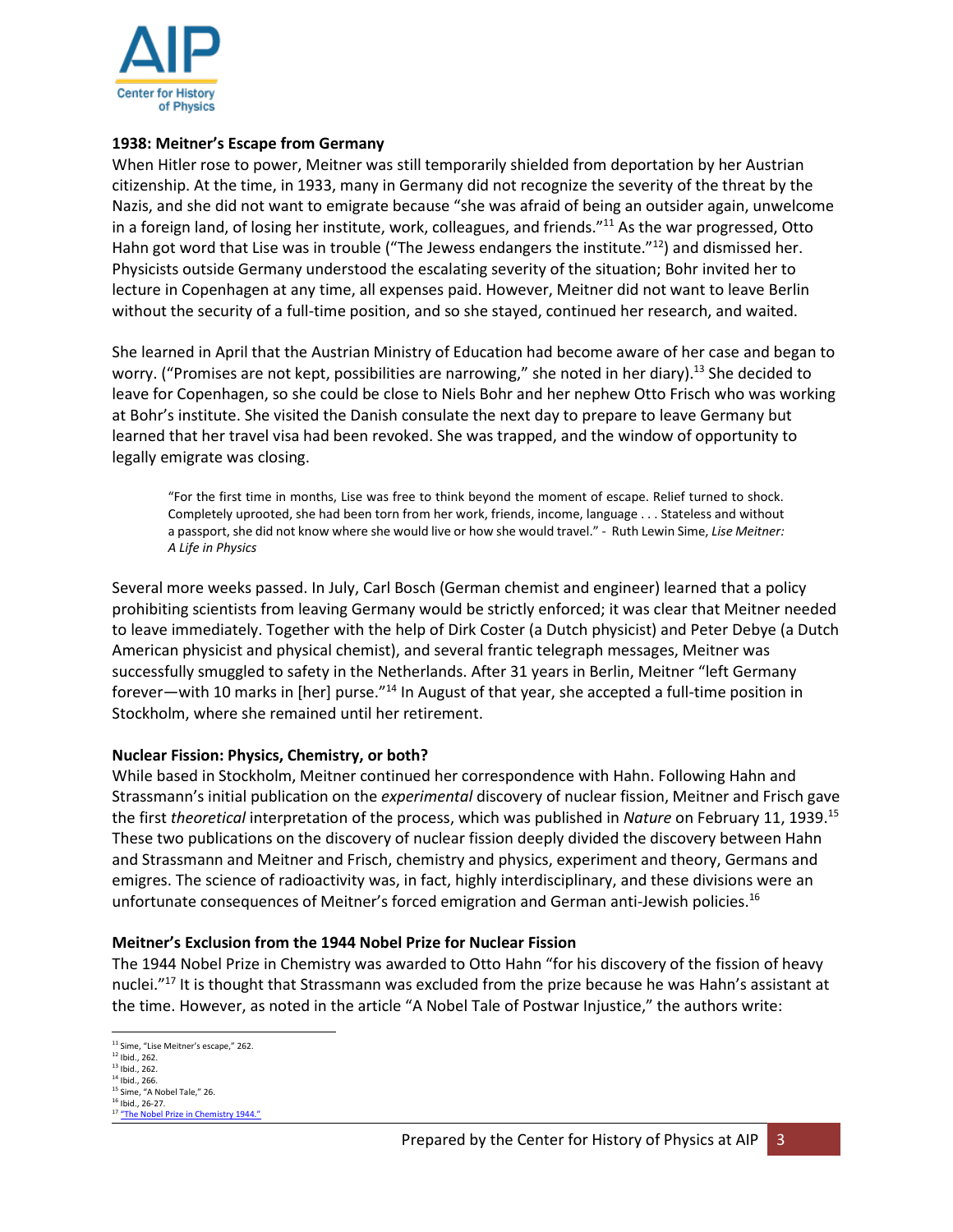### 1938: Meitner's Escape from Germany

When Hitler rose to power, Meitner was still temporarily shielded from deportation by her Austrian citizenship. At the time, in 1933, many in Germany did not recognize the severity of the threat by the Nazis, and she did not want to emigrate because "she was afraid of being an outsider again, unwelcome in a foreign land, of losing her institute, work, colleagues, and friends."[11] As the war progressed, Otto Hahn got word that Lise was in trouble ("The Jewess endangers the institute."[12]) and dismissed her. Physicists outside Germany understood the escalating severity of the situation; Bohr invited her to lecture in Copenhagen at any time, all expenses paid. However, Meitner did not want to leave Berlin without the security of a full-time position, and so she stayed, continued her research, and waited.

She learned in April that the Austrian Ministry of Education had become aware of her case and began to worry. ("Promises are not kept, possibilities are narrowing," she noted in her diary).[13] She decided to leave for Copenhagen, so she could be close to Niels Bohr and her nephew Otto Frisch who was working at Bohr's institute. She visited the Danish consulate the next day to prepare to leave Germany but learned that her travel visa had been revoked. She was trapped, and the window of opportunity to legally emigrate was closing.

> "For the first time in months, Lise was free to think beyond the moment of escape. Relief turned to shock. Completely uprooted, she had been torn from her work, friends, income, language . . . Stateless and without a passport, she did not know where she would live or how she would travel." - Ruth Lewin Sime, *Lise Meitner: A Life in Physics*

Several more weeks passed. In July, Carl Bosch (German chemist and engineer) learned that a policy prohibiting scientists from leaving Germany would be strictly enforced; it was clear that Meitner needed to leave immediately. Together with the help of Dirk Coster (a Dutch physicist) and Peter Debye (a Dutch American physicist and physical chemist), and several frantic telegraph messages, Meitner was successfully smuggled to safety in the Netherlands. After 31 years in Berlin, Meitner "left Germany forever—with 10 marks in [her] purse."[14] In August of that year, she accepted a full-time position in Stockholm, where she remained until her retirement.

### Nuclear Fission: Physics, Chemistry, or both?

While based in Stockholm, Meitner continued her correspondence with Hahn. Following Hahn and Strassmann's initial publication on the *experimental* discovery of nuclear fission, Meitner and Frisch gave the first *theoretical* interpretation of the process, which was published in *Nature* on February 11, 1939.[15] These two publications on the discovery of nuclear fission deeply divided the discovery between Hahn and Strassmann and Meitner and Frisch, chemistry and physics, experiment and theory, Germans and emigres. The science of radioactivity was, in fact, highly interdisciplinary, and these divisions were an unfortunate consequences of Meitner's forced emigration and German anti-Jewish policies.[16]

### Meitner's Exclusion from the 1944 Nobel Prize for Nuclear Fission

The 1944 Nobel Prize in Chemistry was awarded to Otto Hahn "for his discovery of the fission of heavy nuclei."[17] It is thought that Strassmann was excluded from the prize because he was Hahn's assistant at the time. However, as noted in the article "A Nobel Tale of Postwar Injustice," the authors write:

---

[11] Sime, "Lise Meitner's escape," 262.
[12] Ibid., 262.
[13] Ibid., 262.
[14] Ibid., 266.
[15] Sime, "A Nobel Tale," 26.
[16] Ibid., 26-27.
[17] "The Nobel Prize in Chemistry 1944."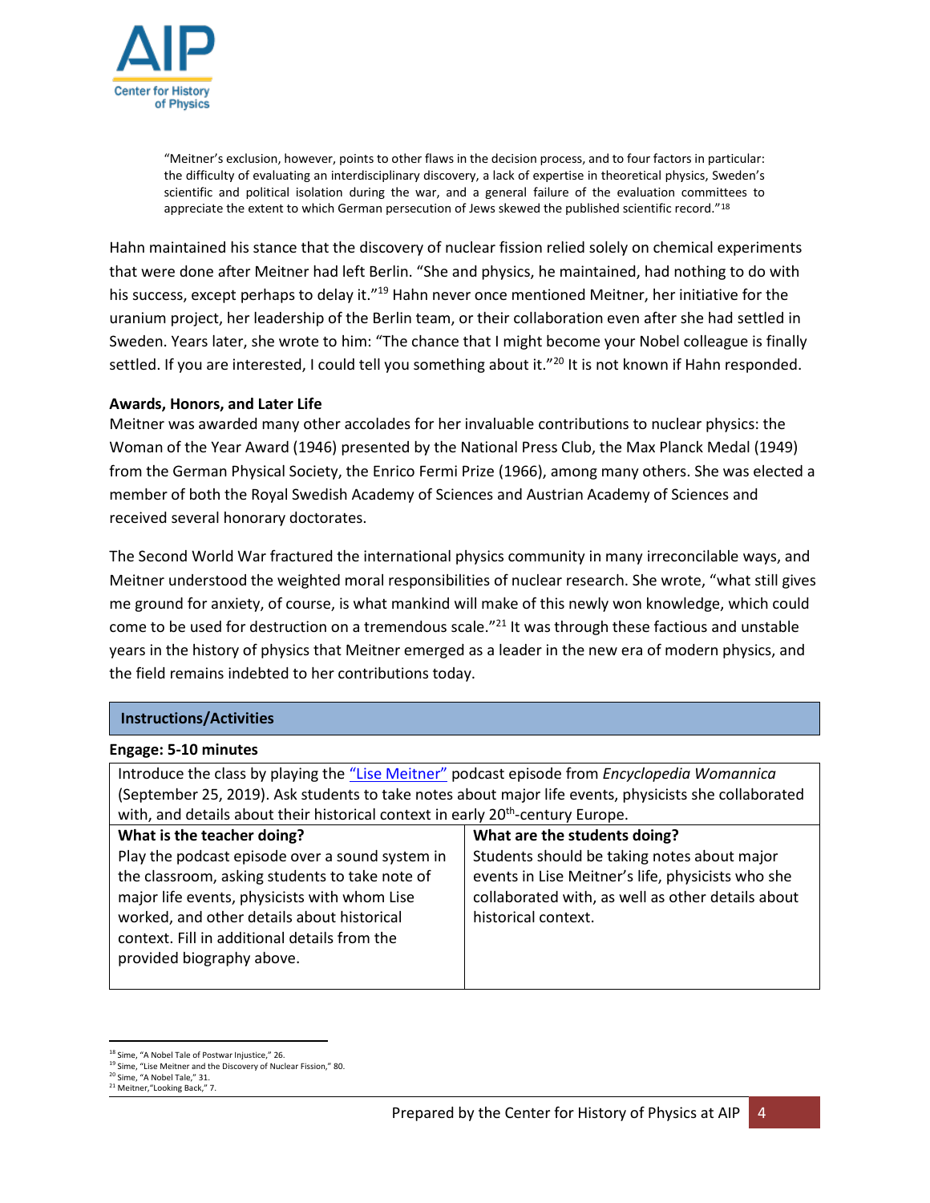> "Meitner's exclusion, however, points to other flaws in the decision process, and to four factors in particular: the difficulty of evaluating an interdisciplinary discovery, a lack of expertise in theoretical physics, Sweden's scientific and political isolation during the war, and a general failure of the evaluation committees to appreciate the extent to which German persecution of Jews skewed the published scientific record."[18]

Hahn maintained his stance that the discovery of nuclear fission relied solely on chemical experiments that were done after Meitner had left Berlin. "She and physics, he maintained, had nothing to do with his success, except perhaps to delay it."[19] Hahn never once mentioned Meitner, her initiative for the uranium project, her leadership of the Berlin team, or their collaboration even after she had settled in Sweden. Years later, she wrote to him: "The chance that I might become your Nobel colleague is finally settled. If you are interested, I could tell you something about it."[20] It is not known if Hahn responded.

**Awards, Honors, and Later Life**

Meitner was awarded many other accolades for her invaluable contributions to nuclear physics: the Woman of the Year Award (1946) presented by the National Press Club, the Max Planck Medal (1949) from the German Physical Society, the Enrico Fermi Prize (1966), among many others. She was elected a member of both the Royal Swedish Academy of Sciences and Austrian Academy of Sciences and received several honorary doctorates.

The Second World War fractured the international physics community in many irreconcilable ways, and Meitner understood the weighted moral responsibilities of nuclear research. She wrote, "what still gives me ground for anxiety, of course, is what mankind will make of this newly won knowledge, which could come to be used for destruction on a tremendous scale."[21] It was through these factious and unstable years in the history of physics that Meitner emerged as a leader in the new era of modern physics, and the field remains indebted to her contributions today.

## Instructions/Activities

**Engage: 5-10 minutes**

Introduce the class by playing the "Lise Meitner" podcast episode from *Encyclopedia Womannica* (September 25, 2019). Ask students to take notes about major life events, physicists she collaborated with, and details about their historical context in early 20th-century Europe.

| What is the teacher doing? | What are the students doing? |
|---|---|
| Play the podcast episode over a sound system in the classroom, asking students to take note of major life events, physicists with whom Lise worked, and other details about historical context. Fill in additional details from the provided biography above. | Students should be taking notes about major events in Lise Meitner's life, physicists who she collaborated with, as well as other details about historical context. |

---

[18] Sime, "A Nobel Tale of Postwar Injustice," 26.
[19] Sime, "Lise Meitner and the Discovery of Nuclear Fission," 80.
[20] Sime, "A Nobel Tale," 31.
[21] Meitner,"Looking Back," 7.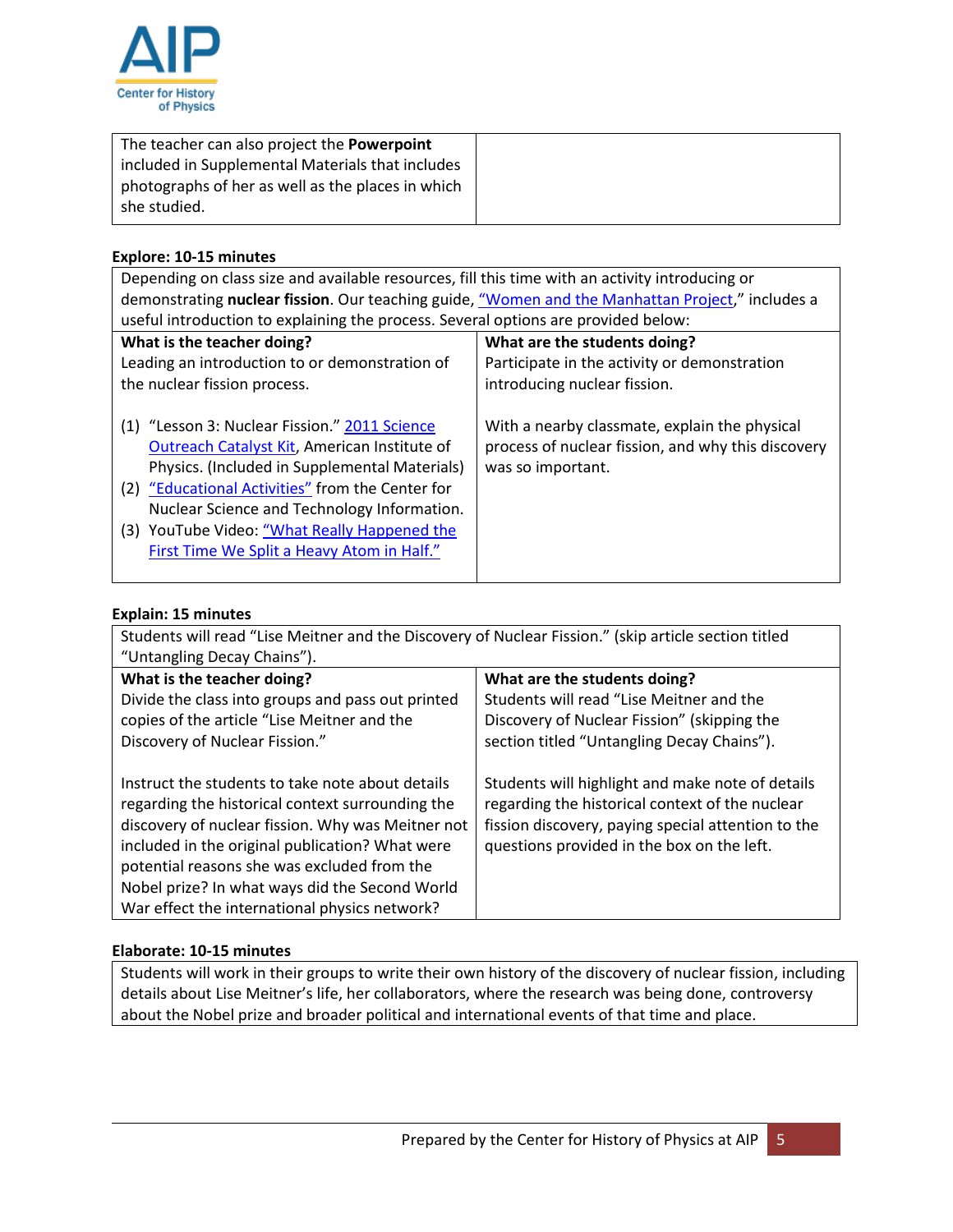| The teacher can also project the **Powerpoint** included in Supplemental Materials that includes photographs of her as well as the places in which she studied. | |
|---|---|

**Explore: 10-15 minutes**

Depending on class size and available resources, fill this time with an activity introducing or demonstrating **nuclear fission**. Our teaching guide, "Women and the Manhattan Project," includes a useful introduction to explaining the process. Several options are provided below:

| **What is the teacher doing?** | **What are the students doing?** |
|---|---|
| Leading an introduction to or demonstration of the nuclear fission process.<br><br>(1) "Lesson 3: Nuclear Fission." 2011 Science Outreach Catalyst Kit, American Institute of Physics. (Included in Supplemental Materials)<br>(2) "Educational Activities" from the Center for Nuclear Science and Technology Information.<br>(3) YouTube Video: "What Really Happened the First Time We Split a Heavy Atom in Half." | Participate in the activity or demonstration introducing nuclear fission.<br><br>With a nearby classmate, explain the physical process of nuclear fission, and why this discovery was so important. |

**Explain: 15 minutes**

Students will read "Lise Meitner and the Discovery of Nuclear Fission." (skip article section titled "Untangling Decay Chains").

| **What is the teacher doing?** | **What are the students doing?** |
|---|---|
| Divide the class into groups and pass out printed copies of the article "Lise Meitner and the Discovery of Nuclear Fission."<br><br>Instruct the students to take note about details regarding the historical context surrounding the discovery of nuclear fission. Why was Meitner not included in the original publication? What were potential reasons she was excluded from the Nobel prize? In what ways did the Second World War effect the international physics network? | Students will read "Lise Meitner and the Discovery of Nuclear Fission" (skipping the section titled "Untangling Decay Chains").<br><br>Students will highlight and make note of details regarding the historical context of the nuclear fission discovery, paying special attention to the questions provided in the box on the left. |

**Elaborate: 10-15 minutes**

Students will work in their groups to write their own history of the discovery of nuclear fission, including details about Lise Meitner's life, her collaborators, where the research was being done, controversy about the Nobel prize and broader political and international events of that time and place.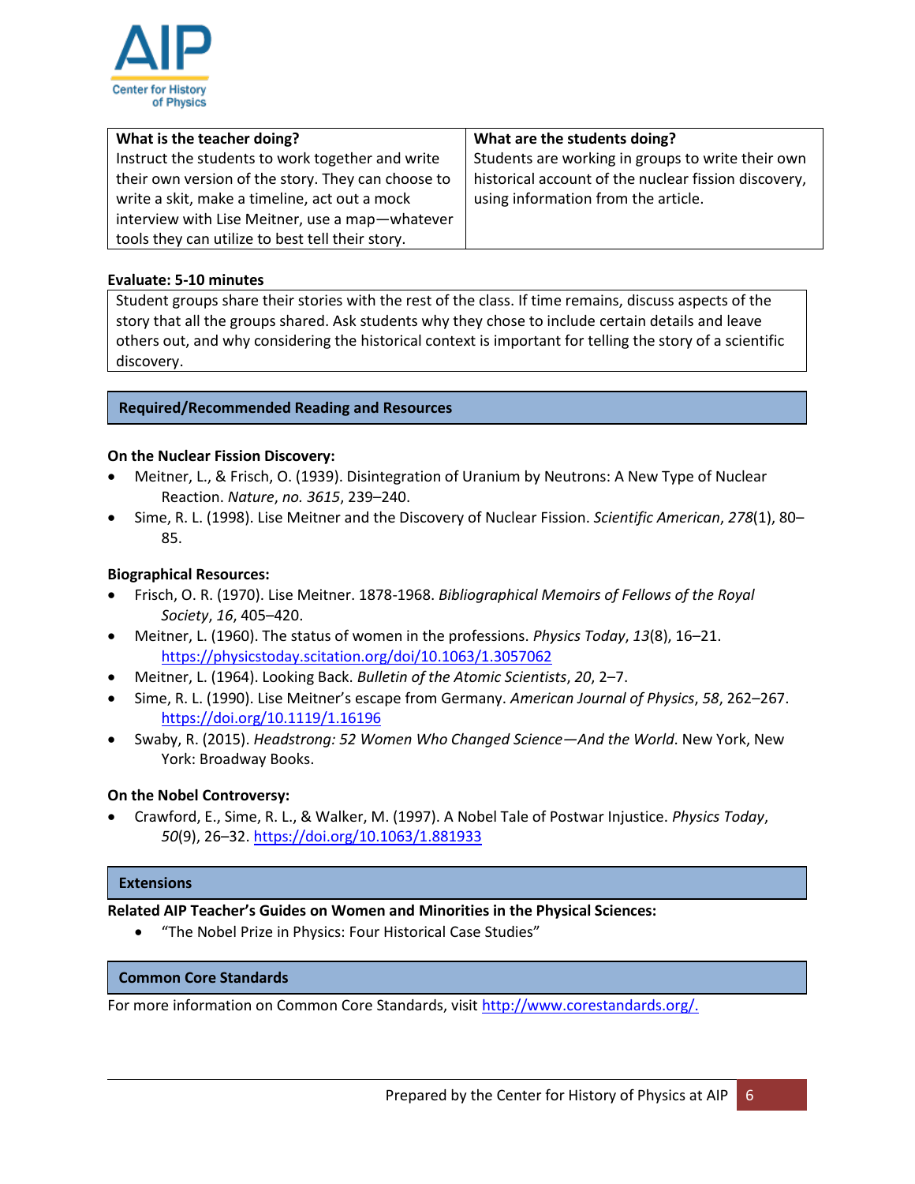| What is the teacher doing? | What are the students doing? |
| --- | --- |
| Instruct the students to work together and write their own version of the story. They can choose to write a skit, make a timeline, act out a mock interview with Lise Meitner, use a map—whatever tools they can utilize to best tell their story. | Students are working in groups to write their own historical account of the nuclear fission discovery, using information from the article. |

**Evaluate: 5-10 minutes**

Student groups share their stories with the rest of the class. If time remains, discuss aspects of the story that all the groups shared. Ask students why they chose to include certain details and leave others out, and why considering the historical context is important for telling the story of a scientific discovery.

## Required/Recommended Reading and Resources

**On the Nuclear Fission Discovery:**

- Meitner, L., & Frisch, O. (1939). Disintegration of Uranium by Neutrons: A New Type of Nuclear Reaction. *Nature*, *no. 3615*, 239–240.
- Sime, R. L. (1998). Lise Meitner and the Discovery of Nuclear Fission. *Scientific American*, *278*(1), 80–85.

**Biographical Resources:**

- Frisch, O. R. (1970). Lise Meitner. 1878-1968. *Bibliographical Memoirs of Fellows of the Royal Society*, *16*, 405–420.
- Meitner, L. (1960). The status of women in the professions. *Physics Today*, *13*(8), 16–21. https://physicstoday.scitation.org/doi/10.1063/1.3057062
- Meitner, L. (1964). Looking Back. *Bulletin of the Atomic Scientists*, *20*, 2–7.
- Sime, R. L. (1990). Lise Meitner's escape from Germany. *American Journal of Physics*, *58*, 262–267. https://doi.org/10.1119/1.16196
- Swaby, R. (2015). *Headstrong: 52 Women Who Changed Science—And the World*. New York, New York: Broadway Books.

**On the Nobel Controversy:**

- Crawford, E., Sime, R. L., & Walker, M. (1997). A Nobel Tale of Postwar Injustice. *Physics Today*, *50*(9), 26–32. https://doi.org/10.1063/1.881933

## Extensions

**Related AIP Teacher's Guides on Women and Minorities in the Physical Sciences:**

- "The Nobel Prize in Physics: Four Historical Case Studies"

## Common Core Standards

For more information on Common Core Standards, visit http://www.corestandards.org/.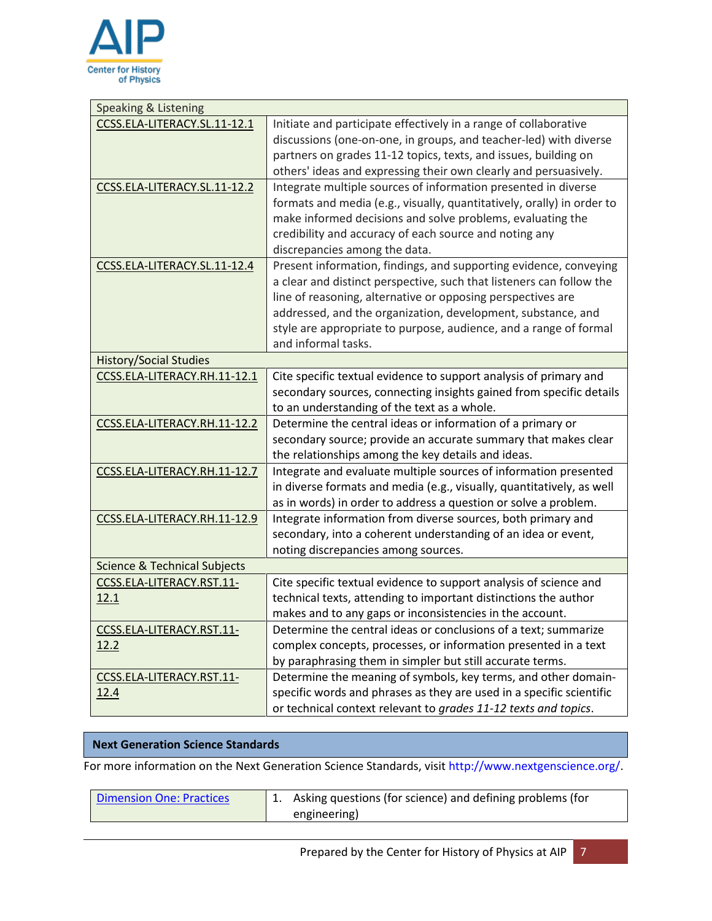| Speaking & Listening | |
|---|---|
| CCSS.ELA-LITERACY.SL.11-12.1 | Initiate and participate effectively in a range of collaborative discussions (one-on-one, in groups, and teacher-led) with diverse partners on grades 11-12 topics, texts, and issues, building on others' ideas and expressing their own clearly and persuasively. |
| CCSS.ELA-LITERACY.SL.11-12.2 | Integrate multiple sources of information presented in diverse formats and media (e.g., visually, quantitatively, orally) in order to make informed decisions and solve problems, evaluating the credibility and accuracy of each source and noting any discrepancies among the data. |
| CCSS.ELA-LITERACY.SL.11-12.4 | Present information, findings, and supporting evidence, conveying a clear and distinct perspective, such that listeners can follow the line of reasoning, alternative or opposing perspectives are addressed, and the organization, development, substance, and style are appropriate to purpose, audience, and a range of formal and informal tasks. |
| History/Social Studies | |
| CCSS.ELA-LITERACY.RH.11-12.1 | Cite specific textual evidence to support analysis of primary and secondary sources, connecting insights gained from specific details to an understanding of the text as a whole. |
| CCSS.ELA-LITERACY.RH.11-12.2 | Determine the central ideas or information of a primary or secondary source; provide an accurate summary that makes clear the relationships among the key details and ideas. |
| CCSS.ELA-LITERACY.RH.11-12.7 | Integrate and evaluate multiple sources of information presented in diverse formats and media (e.g., visually, quantitatively, as well as in words) in order to address a question or solve a problem. |
| CCSS.ELA-LITERACY.RH.11-12.9 | Integrate information from diverse sources, both primary and secondary, into a coherent understanding of an idea or event, noting discrepancies among sources. |
| Science & Technical Subjects | |
| CCSS.ELA-LITERACY.RST.11-12.1 | Cite specific textual evidence to support analysis of science and technical texts, attending to important distinctions the author makes and to any gaps or inconsistencies in the account. |
| CCSS.ELA-LITERACY.RST.11-12.2 | Determine the central ideas or conclusions of a text; summarize complex concepts, processes, or information presented in a text by paraphrasing them in simpler but still accurate terms. |
| CCSS.ELA-LITERACY.RST.11-12.4 | Determine the meaning of symbols, key terms, and other domain-specific words and phrases as they are used in a specific scientific or technical context relevant to *grades 11-12 texts and topics*. |

**Next Generation Science Standards**

For more information on the Next Generation Science Standards, visit http://www.nextgenscience.org/.

| Dimension One: Practices | 1. Asking questions (for science) and defining problems (for engineering) |
|---|---|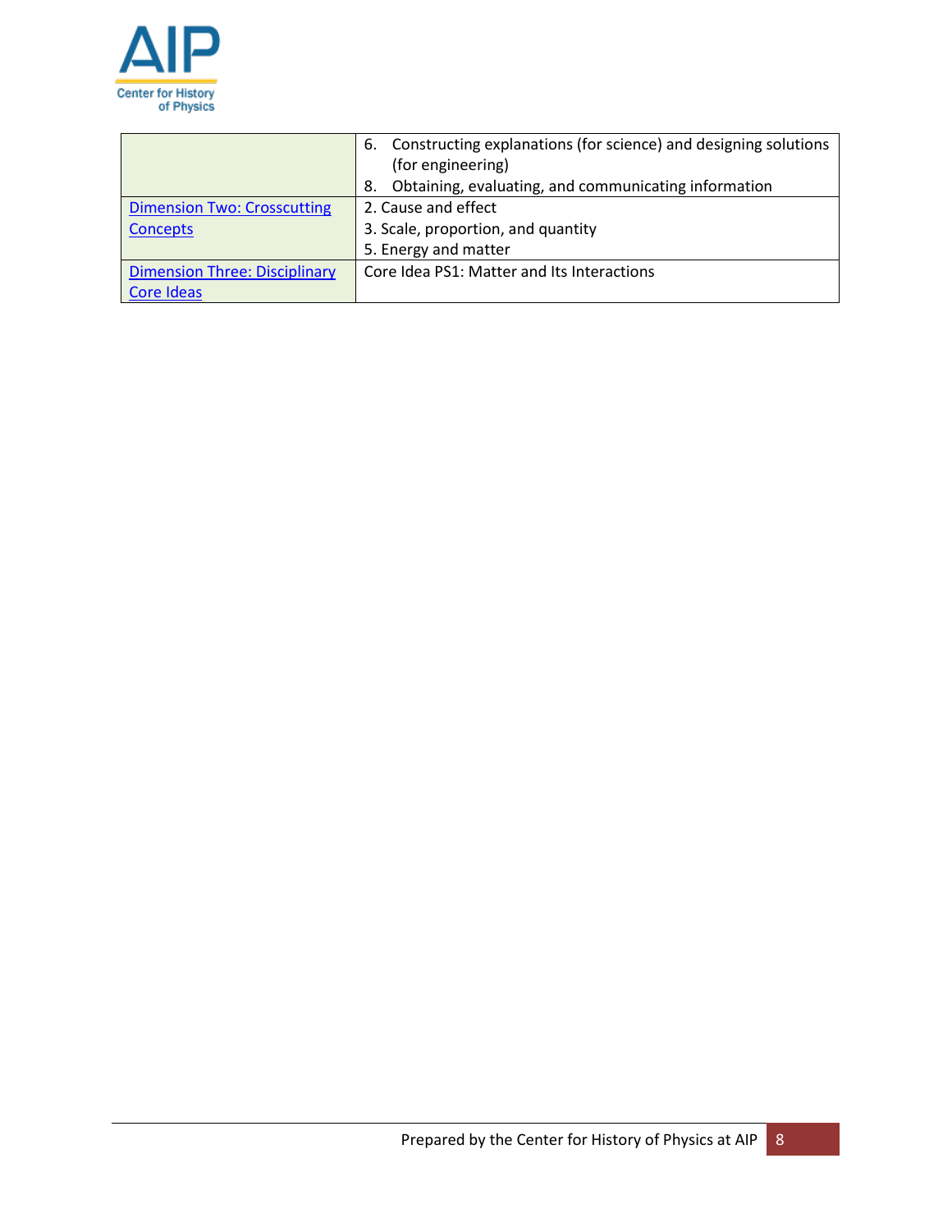| | |
|---|---|
| | 6. Constructing explanations (for science) and designing solutions (for engineering)<br>8. Obtaining, evaluating, and communicating information |
| Dimension Two: Crosscutting Concepts | 2. Cause and effect<br>3. Scale, proportion, and quantity<br>5. Energy and matter |
| Dimension Three: Disciplinary Core Ideas | Core Idea PS1: Matter and Its Interactions |